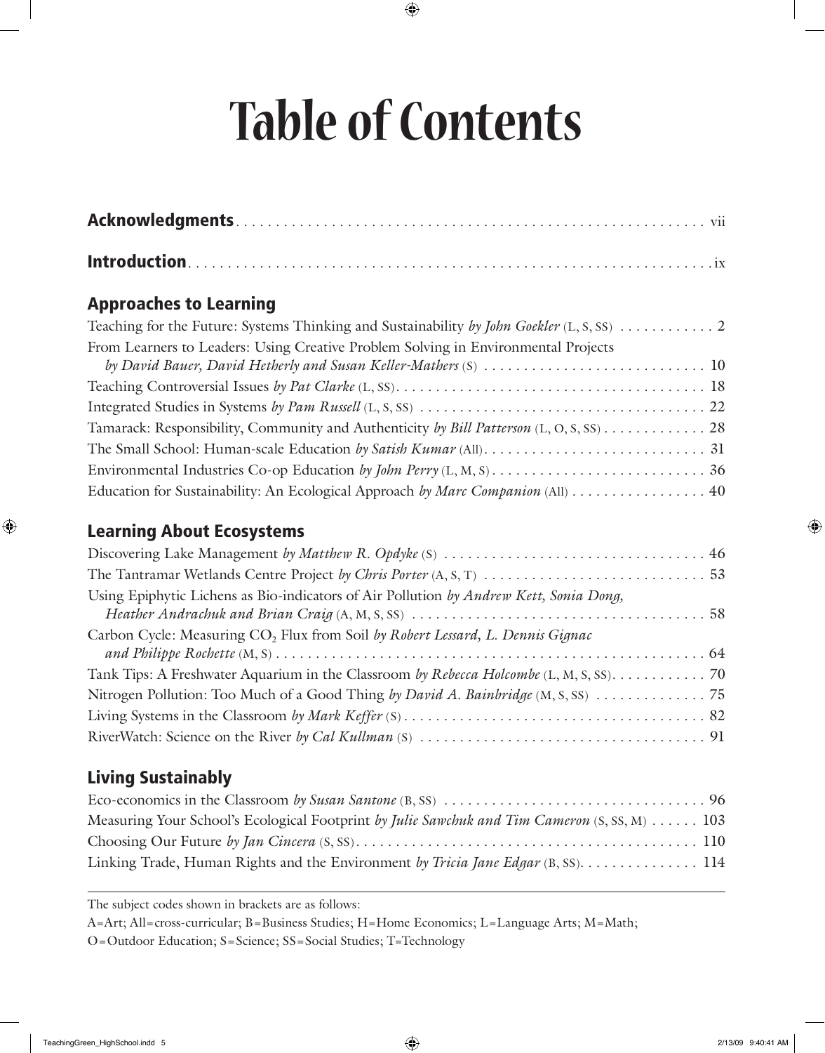# Table of Contents

**Acknowledgments** . . . . . . . . . . . . . . . . . . . . . . . . . . . . . . . . . . . . . . . . . . . . . . . . . . . . . . . . . vii

**Introduction** . . . . . . . . . . . . . . . . . . . . . . . . . . . . . . . . . . . . . . . . . . . . . . . . . . . . . . . . . . . . . ix

## Approaches to Learning

Teaching for the Future: Systems Thinking and Sustainability *by John Goekler* (L, S, SS) . . . . . . . . . . . . 2

From Learners to Leaders: Using Creative Problem Solving in Environmental Projects *by David Bauer, David Hetherly and Susan Keller-Mathers* (S) . . . . . . . . . . . . . . . . . . . . . . . . . . . . 10

Teaching Controversial Issues *by Pat Clarke* (L, SS) . . . . . . . . . . . . . . . . . . . . . . . . . . . . . . . . . . . . . . 18

Integrated Studies in Systems *by Pam Russell* (L, S, SS) . . . . . . . . . . . . . . . . . . . . . . . . . . . . . . . . . . . 22

Tamarack: Responsibility, Community and Authenticity *by Bill Patterson* (L, O, S, SS) . . . . . . . . . . . . . 28

The Small School: Human-scale Education *by Satish Kumar* (All) . . . . . . . . . . . . . . . . . . . . . . . . . . . . 31

Environmental Industries Co-op Education *by John Perry* (L, M, S) . . . . . . . . . . . . . . . . . . . . . . . . . . . 36

Education for Sustainability: An Ecological Approach *by Marc Companion* (All) . . . . . . . . . . . . . . . . . 40

## Learning About Ecosystems

Discovering Lake Management *by Matthew R. Opdyke* (S) . . . . . . . . . . . . . . . . . . . . . . . . . . . . . . . . . 46

The Tantramar Wetlands Centre Project *by Chris Porter* (A, S, T) . . . . . . . . . . . . . . . . . . . . . . . . . . . . 53

Using Epiphytic Lichens as Bio-indicators of Air Pollution *by Andrew Kett, Sonia Dong, Heather Andrachuk and Brian Craig* (A, M, S, SS) . . . . . . . . . . . . . . . . . . . . . . . . . . . . . . . . . . . . . 58

Carbon Cycle: Measuring $CO_2$ Flux from Soil *by Robert Lessard, L. Dennis Gignac and Philippe Rochette* (M, S) . . . . . . . . . . . . . . . . . . . . . . . . . . . . . . . . . . . . . . . . . . . . . . . . . . . . . 64

Tank Tips: A Freshwater Aquarium in the Classroom *by Rebecca Holcombe* (L, M, S, SS) . . . . . . . . . . . . 70

Nitrogen Pollution: Too Much of a Good Thing *by David A. Bainbridge* (M, S, SS) . . . . . . . . . . . . . . 75

Living Systems in the Classroom *by Mark Keffer* (S) . . . . . . . . . . . . . . . . . . . . . . . . . . . . . . . . . . . . . . 82

RiverWatch: Science on the River *by Cal Kullman* (S) . . . . . . . . . . . . . . . . . . . . . . . . . . . . . . . . . . . . 91

## Living Sustainably

Eco-economics in the Classroom *by Susan Santone* (B, SS) . . . . . . . . . . . . . . . . . . . . . . . . . . . . . . . . . 96

Measuring Your School's Ecological Footprint *by Julie Sawchuk and Tim Cameron* (S, SS, M) . . . . . . 103

Choosing Our Future *by Jan Cincera* (S, SS) . . . . . . . . . . . . . . . . . . . . . . . . . . . . . . . . . . . . . . . . . . . 110

Linking Trade, Human Rights and the Environment *by Tricia Jane Edgar* (B, SS) . . . . . . . . . . . . . . . 114

---

The subject codes shown in brackets are as follows:

A=Art; All=cross-curricular; B=Business Studies; H=Home Economics; L=Language Arts; M=Math; O=Outdoor Education; S=Science; SS=Social Studies; T=Technology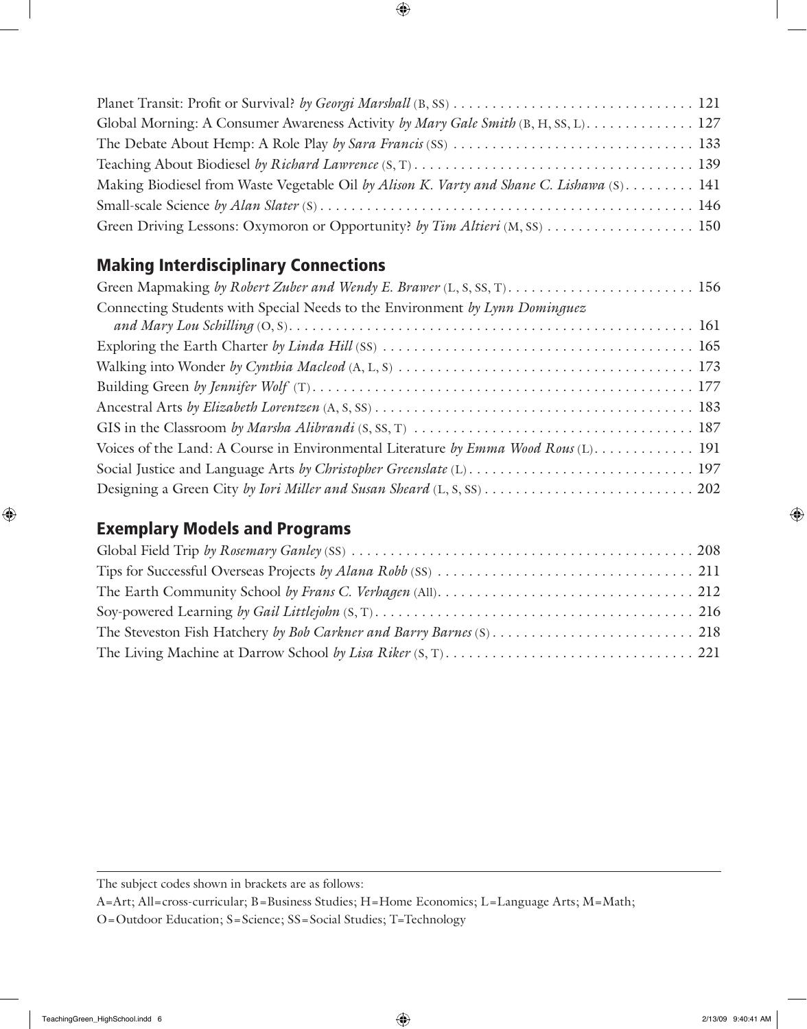Planet Transit: Profit or Survival? *by Georgi Marshall* (B, SS) . . . . . . . . . . . . . . . . . . . . . . . . . . . . . . 121
Global Morning: A Consumer Awareness Activity *by Mary Gale Smith* (B, H, SS, L) . . . . . . . . . . . . . 127
The Debate About Hemp: A Role Play *by Sara Francis* (SS) . . . . . . . . . . . . . . . . . . . . . . . . . . . . . . 133
Teaching About Biodiesel *by Richard Lawrence* (S, T) . . . . . . . . . . . . . . . . . . . . . . . . . . . . . . . . . . 139
Making Biodiesel from Waste Vegetable Oil *by Alison K. Varty and Shane C. Lishawa* (S) . . . . . . . . . 141
Small-scale Science *by Alan Slater* (S) . . . . . . . . . . . . . . . . . . . . . . . . . . . . . . . . . . . . . . . . . . . . . . 146
Green Driving Lessons: Oxymoron or Opportunity? *by Tim Altieri* (M, SS) . . . . . . . . . . . . . . . . . . . 150

## Making Interdisciplinary Connections

Green Mapmaking *by Robert Zuber and Wendy E. Brawer* (L, S, SS, T) . . . . . . . . . . . . . . . . . . . . . . . 156
Connecting Students with Special Needs to the Environment *by Lynn Dominguez and Mary Lou Schilling* (O, S) . . . . . . . . . . . . . . . . . . . . . . . . . . . . . . . . . . . . . . . . . . . . . . . . . . 161
Exploring the Earth Charter *by Linda Hill* (SS) . . . . . . . . . . . . . . . . . . . . . . . . . . . . . . . . . . . . . . . 165
Walking into Wonder *by Cynthia Macleod* (A, L, S) . . . . . . . . . . . . . . . . . . . . . . . . . . . . . . . . . . . . . 173
Building Green *by Jennifer Wolf* (T) . . . . . . . . . . . . . . . . . . . . . . . . . . . . . . . . . . . . . . . . . . . . . . . 177
Ancestral Arts *by Elizabeth Lorentzen* (A, S, SS) . . . . . . . . . . . . . . . . . . . . . . . . . . . . . . . . . . . . . . . 183
GIS in the Classroom *by Marsha Alibrandi* (S, SS, T) . . . . . . . . . . . . . . . . . . . . . . . . . . . . . . . . . . . 187
Voices of the Land: A Course in Environmental Literature *by Emma Wood Rous* (L) . . . . . . . . . . . . 191
Social Justice and Language Arts *by Christopher Greenslate* (L) . . . . . . . . . . . . . . . . . . . . . . . . . . . . 197
Designing a Green City *by Iori Miller and Susan Sheard* (L, S, SS) . . . . . . . . . . . . . . . . . . . . . . . . . . 202

## Exemplary Models and Programs

Global Field Trip *by Rosemary Ganley* (SS) . . . . . . . . . . . . . . . . . . . . . . . . . . . . . . . . . . . . . . . . . . . 208
Tips for Successful Overseas Projects *by Alana Robb* (SS) . . . . . . . . . . . . . . . . . . . . . . . . . . . . . . . . 211
The Earth Community School *by Frans C. Verhagen* (All) . . . . . . . . . . . . . . . . . . . . . . . . . . . . . . . . 212
Soy-powered Learning *by Gail Littlejohn* (S, T) . . . . . . . . . . . . . . . . . . . . . . . . . . . . . . . . . . . . . . . . 216
The Steveston Fish Hatchery *by Bob Carkner and Barry Barnes* (S) . . . . . . . . . . . . . . . . . . . . . . . . . 218
The Living Machine at Darrow School *by Lisa Riker* (S, T) . . . . . . . . . . . . . . . . . . . . . . . . . . . . . . . 221

---

The subject codes shown in brackets are as follows:

A=Art; All=cross-curricular; B=Business Studies; H=Home Economics; L=Language Arts; M=Math; O=Outdoor Education; S=Science; SS=Social Studies; T=Technology